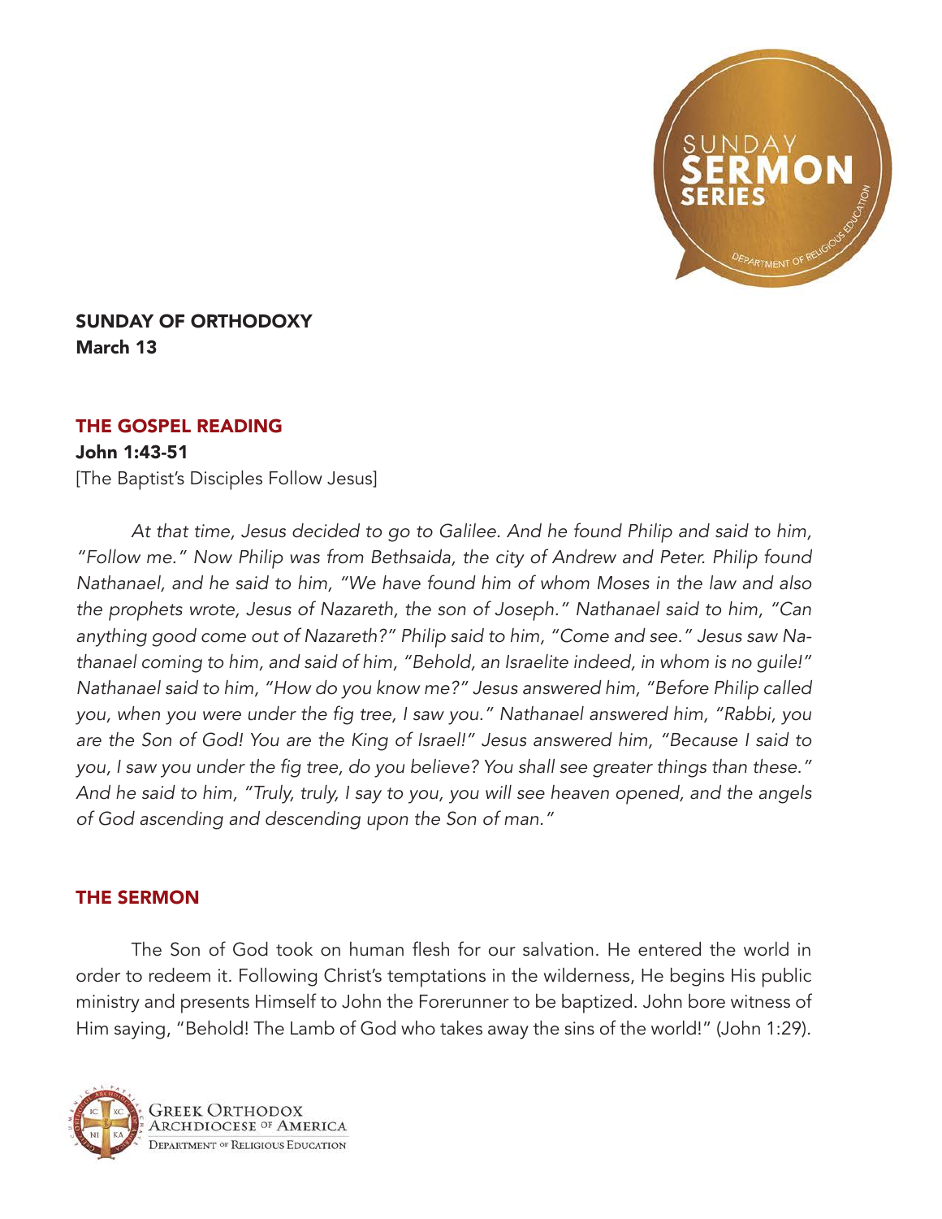## SUNDAY OF ORTHODOXY

**March 13**

### THE GOSPEL READING

**John 1:43-51**

[The Baptist's Disciples Follow Jesus]

*At that time, Jesus decided to go to Galilee. And he found Philip and said to him, "Follow me." Now Philip was from Bethsaida, the city of Andrew and Peter. Philip found Nathanael, and he said to him, "We have found him of whom Moses in the law and also the prophets wrote, Jesus of Nazareth, the son of Joseph." Nathanael said to him, "Can anything good come out of Nazareth?" Philip said to him, "Come and see." Jesus saw Nathanael coming to him, and said of him, "Behold, an Israelite indeed, in whom is no guile!" Nathanael said to him, "How do you know me?" Jesus answered him, "Before Philip called you, when you were under the fig tree, I saw you." Nathanael answered him, "Rabbi, you are the Son of God! You are the King of Israel!" Jesus answered him, "Because I said to you, I saw you under the fig tree, do you believe? You shall see greater things than these." And he said to him, "Truly, truly, I say to you, you will see heaven opened, and the angels of God ascending and descending upon the Son of man."*

### THE SERMON

The Son of God took on human flesh for our salvation. He entered the world in order to redeem it. Following Christ's temptations in the wilderness, He begins His public ministry and presents Himself to John the Forerunner to be baptized. John bore witness of Him saying, "Behold! The Lamb of God who takes away the sins of the world!" (John 1:29).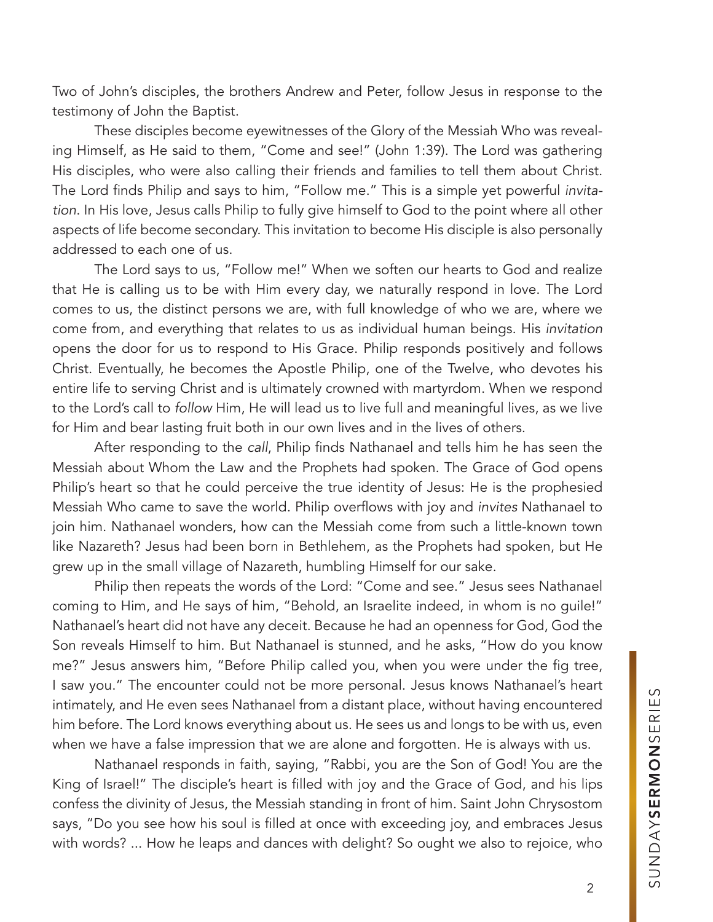Two of John's disciples, the brothers Andrew and Peter, follow Jesus in response to the testimony of John the Baptist.

These disciples become eyewitnesses of the Glory of the Messiah Who was revealing Himself, as He said to them, "Come and see!" (John 1:39). The Lord was gathering His disciples, who were also calling their friends and families to tell them about Christ. The Lord finds Philip and says to him, "Follow me." This is a simple yet powerful *invitation*. In His love, Jesus calls Philip to fully give himself to God to the point where all other aspects of life become secondary. This invitation to become His disciple is also personally addressed to each one of us.

The Lord says to us, "Follow me!" When we soften our hearts to God and realize that He is calling us to be with Him every day, we naturally respond in love. The Lord comes to us, the distinct persons we are, with full knowledge of who we are, where we come from, and everything that relates to us as individual human beings. His *invitation* opens the door for us to respond to His Grace. Philip responds positively and follows Christ. Eventually, he becomes the Apostle Philip, one of the Twelve, who devotes his entire life to serving Christ and is ultimately crowned with martyrdom. When we respond to the Lord's call to *follow* Him, He will lead us to live full and meaningful lives, as we live for Him and bear lasting fruit both in our own lives and in the lives of others.

After responding to the *call*, Philip finds Nathanael and tells him he has seen the Messiah about Whom the Law and the Prophets had spoken. The Grace of God opens Philip's heart so that he could perceive the true identity of Jesus: He is the prophesied Messiah Who came to save the world. Philip overflows with joy and *invites* Nathanael to join him. Nathanael wonders, how can the Messiah come from such a little-known town like Nazareth? Jesus had been born in Bethlehem, as the Prophets had spoken, but He grew up in the small village of Nazareth, humbling Himself for our sake.

Philip then repeats the words of the Lord: "Come and see." Jesus sees Nathanael coming to Him, and He says of him, "Behold, an Israelite indeed, in whom is no guile!" Nathanael's heart did not have any deceit. Because he had an openness for God, God the Son reveals Himself to him. But Nathanael is stunned, and he asks, "How do you know me?" Jesus answers him, "Before Philip called you, when you were under the fig tree, I saw you." The encounter could not be more personal. Jesus knows Nathanael's heart intimately, and He even sees Nathanael from a distant place, without having encountered him before. The Lord knows everything about us. He sees us and longs to be with us, even when we have a false impression that we are alone and forgotten. He is always with us.

Nathanael responds in faith, saying, "Rabbi, you are the Son of God! You are the King of Israel!" The disciple's heart is filled with joy and the Grace of God, and his lips confess the divinity of Jesus, the Messiah standing in front of him. Saint John Chrysostom says, "Do you see how his soul is filled at once with exceeding joy, and embraces Jesus with words? ... How he leaps and dances with delight? So ought we also to rejoice, who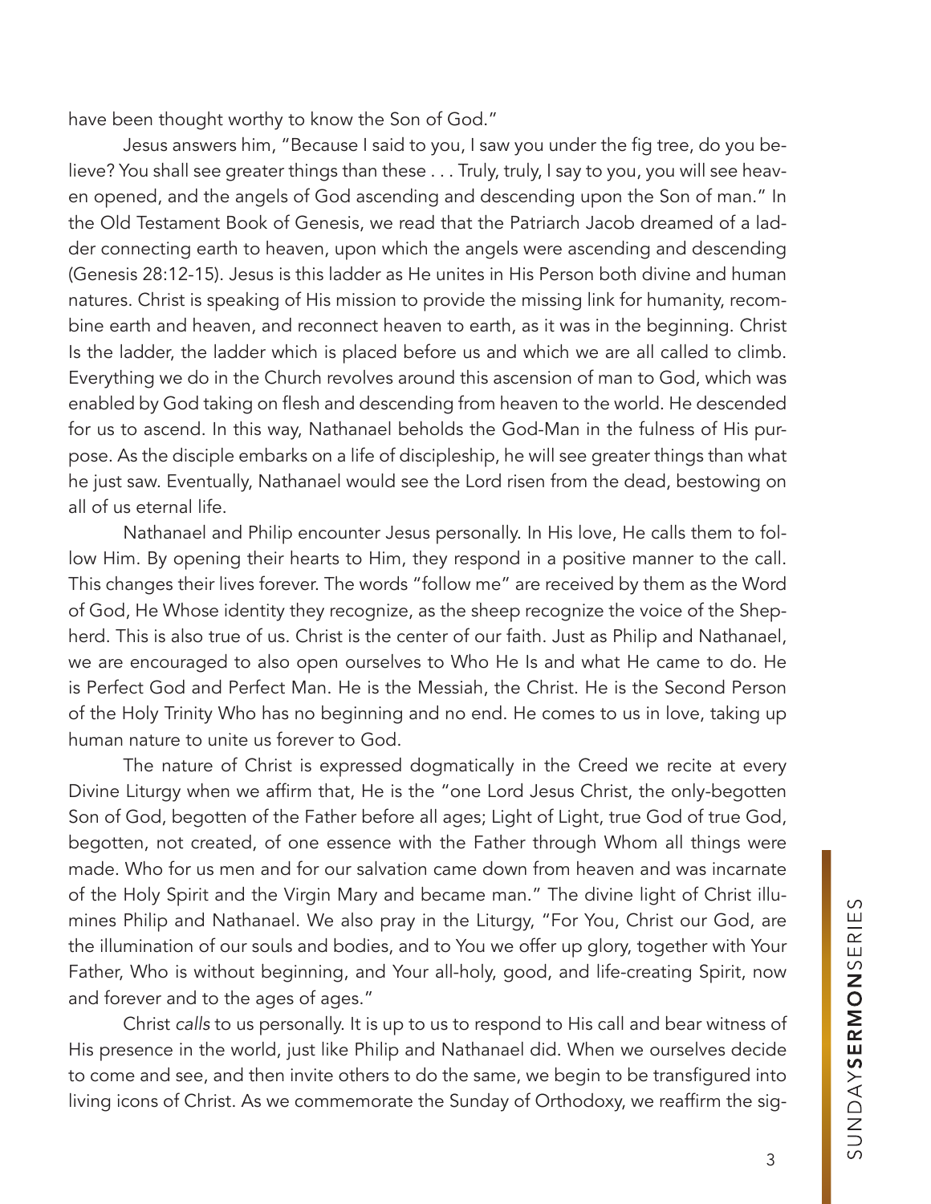have been thought worthy to know the Son of God."

Jesus answers him, "Because I said to you, I saw you under the fig tree, do you believe? You shall see greater things than these . . . Truly, truly, I say to you, you will see heaven opened, and the angels of God ascending and descending upon the Son of man." In the Old Testament Book of Genesis, we read that the Patriarch Jacob dreamed of a ladder connecting earth to heaven, upon which the angels were ascending and descending (Genesis 28:12-15). Jesus is this ladder as He unites in His Person both divine and human natures. Christ is speaking of His mission to provide the missing link for humanity, recombine earth and heaven, and reconnect heaven to earth, as it was in the beginning. Christ Is the ladder, the ladder which is placed before us and which we are all called to climb. Everything we do in the Church revolves around this ascension of man to God, which was enabled by God taking on flesh and descending from heaven to the world. He descended for us to ascend. In this way, Nathanael beholds the God-Man in the fulness of His purpose. As the disciple embarks on a life of discipleship, he will see greater things than what he just saw. Eventually, Nathanael would see the Lord risen from the dead, bestowing on all of us eternal life.

Nathanael and Philip encounter Jesus personally. In His love, He calls them to follow Him. By opening their hearts to Him, they respond in a positive manner to the call. This changes their lives forever. The words "follow me" are received by them as the Word of God, He Whose identity they recognize, as the sheep recognize the voice of the Shepherd. This is also true of us. Christ is the center of our faith. Just as Philip and Nathanael, we are encouraged to also open ourselves to Who He Is and what He came to do. He is Perfect God and Perfect Man. He is the Messiah, the Christ. He is the Second Person of the Holy Trinity Who has no beginning and no end. He comes to us in love, taking up human nature to unite us forever to God.

The nature of Christ is expressed dogmatically in the Creed we recite at every Divine Liturgy when we affirm that, He is the "one Lord Jesus Christ, the only-begotten Son of God, begotten of the Father before all ages; Light of Light, true God of true God, begotten, not created, of one essence with the Father through Whom all things were made. Who for us men and for our salvation came down from heaven and was incarnate of the Holy Spirit and the Virgin Mary and became man." The divine light of Christ illumines Philip and Nathanael. We also pray in the Liturgy, "For You, Christ our God, are the illumination of our souls and bodies, and to You we offer up glory, together with Your Father, Who is without beginning, and Your all-holy, good, and life-creating Spirit, now and forever and to the ages of ages."

Christ *calls* to us personally. It is up to us to respond to His call and bear witness of His presence in the world, just like Philip and Nathanael did. When we ourselves decide to come and see, and then invite others to do the same, we begin to be transfigured into living icons of Christ. As we commemorate the Sunday of Orthodoxy, we reaffirm the sig-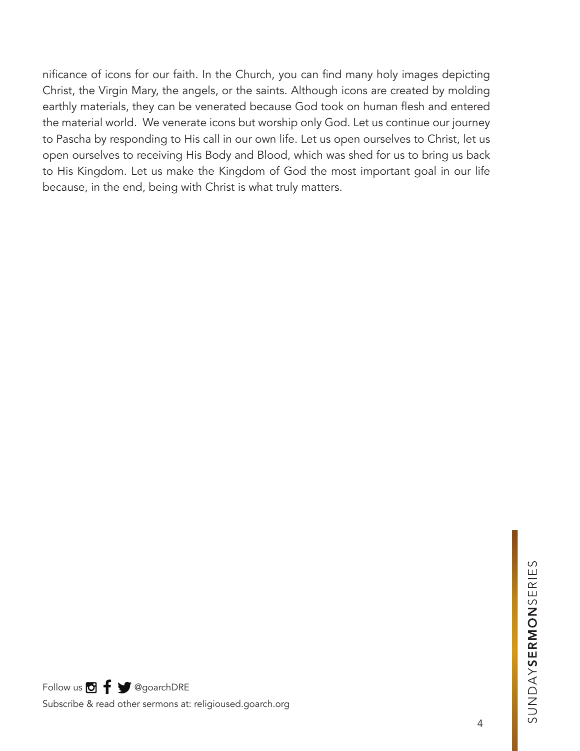nificance of icons for our faith. In the Church, you can find many holy images depicting Christ, the Virgin Mary, the angels, or the saints. Although icons are created by molding earthly materials, they can be venerated because God took on human flesh and entered the material world. We venerate icons but worship only God. Let us continue our journey to Pascha by responding to His call in our own life. Let us open ourselves to Christ, let us open ourselves to receiving His Body and Blood, which was shed for us to bring us back to His Kingdom. Let us make the Kingdom of God the most important goal in our life because, in the end, being with Christ is what truly matters.

Follow us @goarchDRE

Subscribe & read other sermons at: religioused.goarch.org